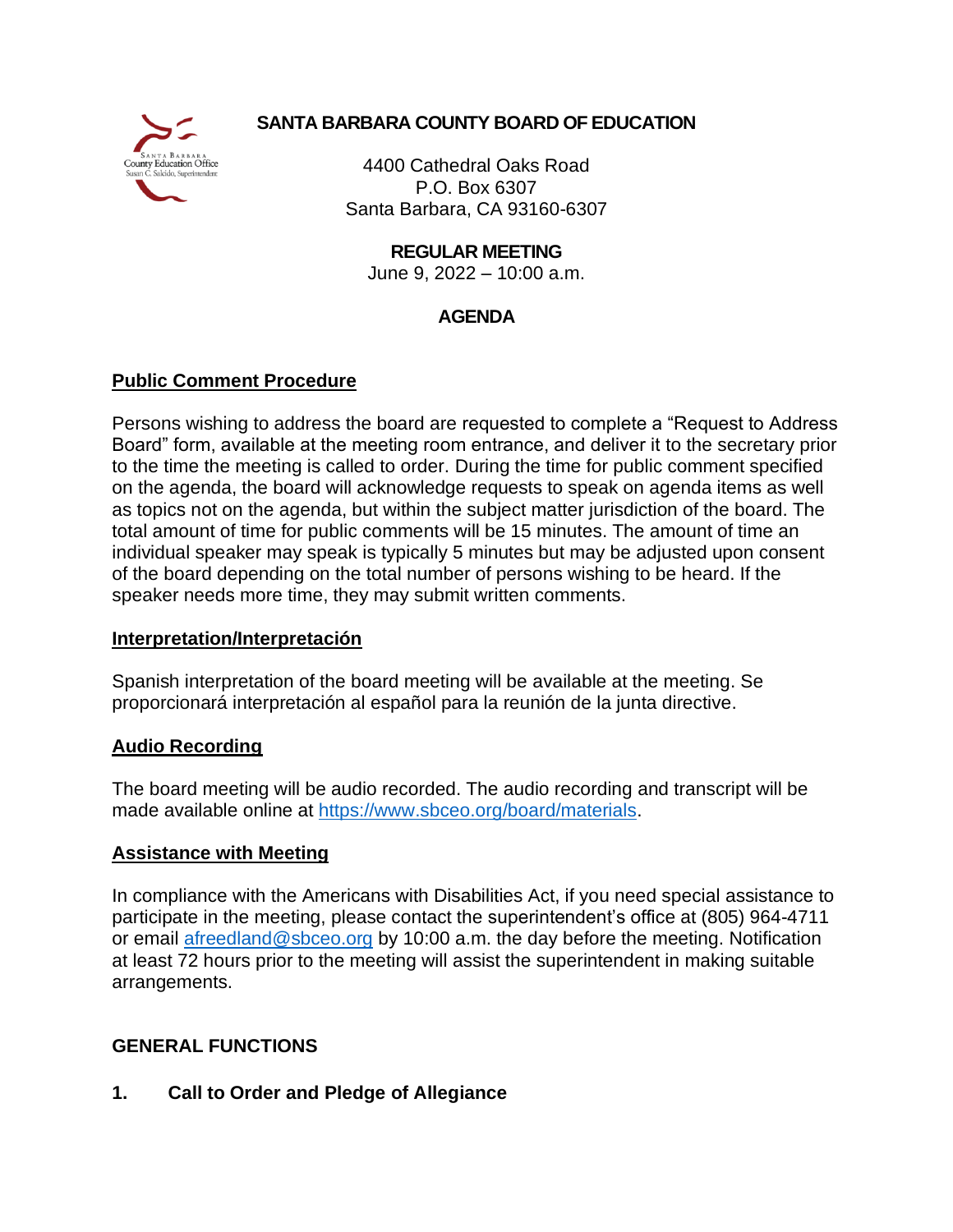# SANTA BARBARA COUNTY BOARD OF EDUCATION

4400 Cathedral Oaks Road
P.O. Box 6307
Santa Barbara, CA 93160-6307

**REGULAR MEETING**
June 9, 2022 – 10:00 a.m.

**AGENDA**

## Public Comment Procedure

Persons wishing to address the board are requested to complete a "Request to Address Board" form, available at the meeting room entrance, and deliver it to the secretary prior to the time the meeting is called to order. During the time for public comment specified on the agenda, the board will acknowledge requests to speak on agenda items as well as topics not on the agenda, but within the subject matter jurisdiction of the board. The total amount of time for public comments will be 15 minutes. The amount of time an individual speaker may speak is typically 5 minutes but may be adjusted upon consent of the board depending on the total number of persons wishing to be heard. If the speaker needs more time, they may submit written comments.

## Interpretation/Interpretación

Spanish interpretation of the board meeting will be available at the meeting. Se proporcionará interpretación al español para la reunión de la junta directive.

## Audio Recording

The board meeting will be audio recorded. The audio recording and transcript will be made available online at https://www.sbceo.org/board/materials.

## Assistance with Meeting

In compliance with the Americans with Disabilities Act, if you need special assistance to participate in the meeting, please contact the superintendent's office at (805) 964-4711 or email afreedland@sbceo.org by 10:00 a.m. the day before the meeting. Notification at least 72 hours prior to the meeting will assist the superintendent in making suitable arrangements.

## GENERAL FUNCTIONS

**1. Call to Order and Pledge of Allegiance**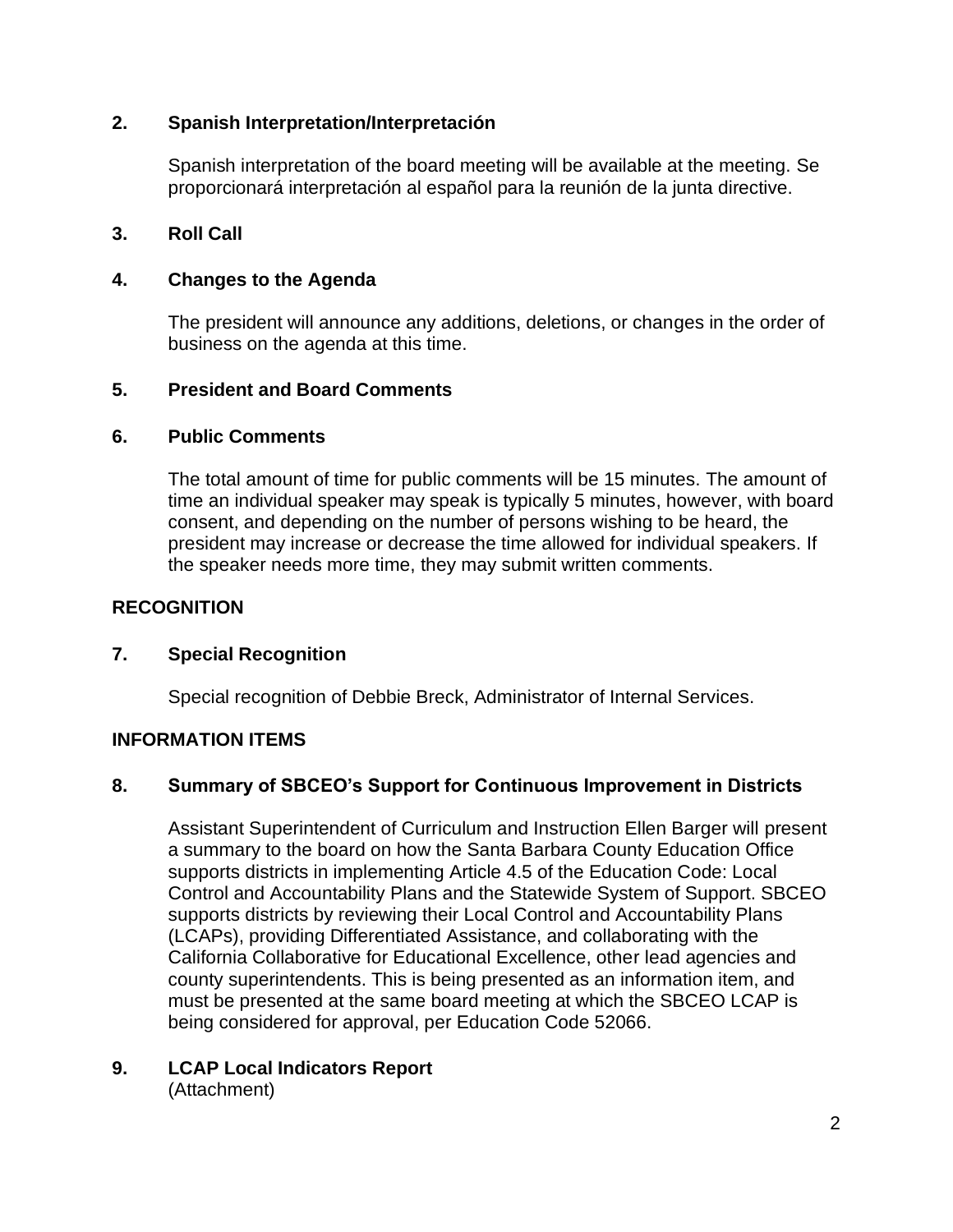## 2. Spanish Interpretation/Interpretación

Spanish interpretation of the board meeting will be available at the meeting. Se proporcionará interpretación al español para la reunión de la junta directive.

## 3. Roll Call

## 4. Changes to the Agenda

The president will announce any additions, deletions, or changes in the order of business on the agenda at this time.

## 5. President and Board Comments

## 6. Public Comments

The total amount of time for public comments will be 15 minutes. The amount of time an individual speaker may speak is typically 5 minutes, however, with board consent, and depending on the number of persons wishing to be heard, the president may increase or decrease the time allowed for individual speakers. If the speaker needs more time, they may submit written comments.

# RECOGNITION

## 7. Special Recognition

Special recognition of Debbie Breck, Administrator of Internal Services.

# INFORMATION ITEMS

## 8. Summary of SBCEO's Support for Continuous Improvement in Districts

Assistant Superintendent of Curriculum and Instruction Ellen Barger will present a summary to the board on how the Santa Barbara County Education Office supports districts in implementing Article 4.5 of the Education Code: Local Control and Accountability Plans and the Statewide System of Support. SBCEO supports districts by reviewing their Local Control and Accountability Plans (LCAPs), providing Differentiated Assistance, and collaborating with the California Collaborative for Educational Excellence, other lead agencies and county superintendents. This is being presented as an information item, and must be presented at the same board meeting at which the SBCEO LCAP is being considered for approval, per Education Code 52066.

## 9. LCAP Local Indicators Report

(Attachment)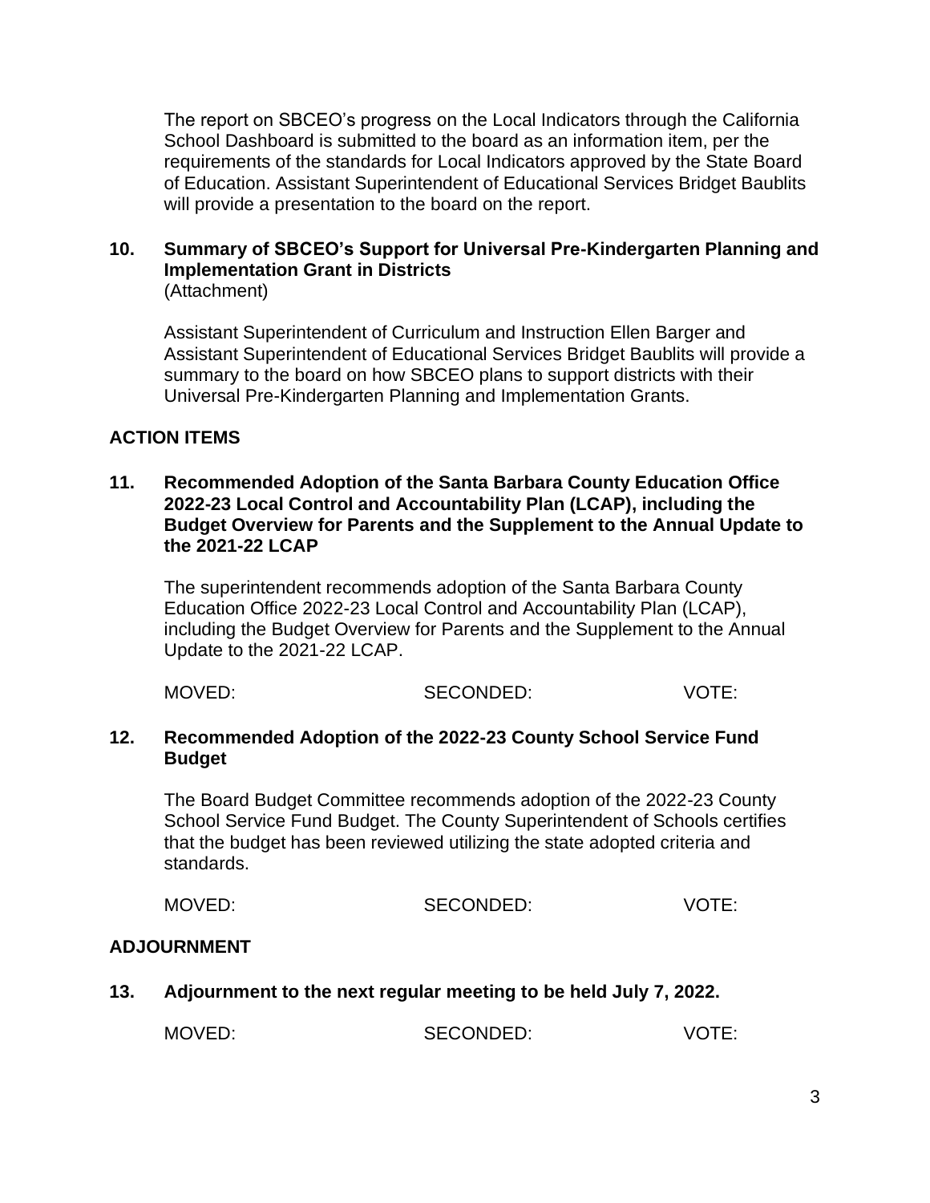The report on SBCEO's progress on the Local Indicators through the California School Dashboard is submitted to the board as an information item, per the requirements of the standards for Local Indicators approved by the State Board of Education. Assistant Superintendent of Educational Services Bridget Baublits will provide a presentation to the board on the report.

**10. Summary of SBCEO's Support for Universal Pre-Kindergarten Planning and Implementation Grant in Districts**
(Attachment)

Assistant Superintendent of Curriculum and Instruction Ellen Barger and Assistant Superintendent of Educational Services Bridget Baublits will provide a summary to the board on how SBCEO plans to support districts with their Universal Pre-Kindergarten Planning and Implementation Grants.

## ACTION ITEMS

**11. Recommended Adoption of the Santa Barbara County Education Office 2022-23 Local Control and Accountability Plan (LCAP), including the Budget Overview for Parents and the Supplement to the Annual Update to the 2021-22 LCAP**

The superintendent recommends adoption of the Santa Barbara County Education Office 2022-23 Local Control and Accountability Plan (LCAP), including the Budget Overview for Parents and the Supplement to the Annual Update to the 2021-22 LCAP.

MOVED: SECONDED: VOTE:

**12. Recommended Adoption of the 2022-23 County School Service Fund Budget**

The Board Budget Committee recommends adoption of the 2022-23 County School Service Fund Budget. The County Superintendent of Schools certifies that the budget has been reviewed utilizing the state adopted criteria and standards.

MOVED: SECONDED: VOTE:

## ADJOURNMENT

**13. Adjournment to the next regular meeting to be held July 7, 2022.**

MOVED: SECONDED: VOTE: